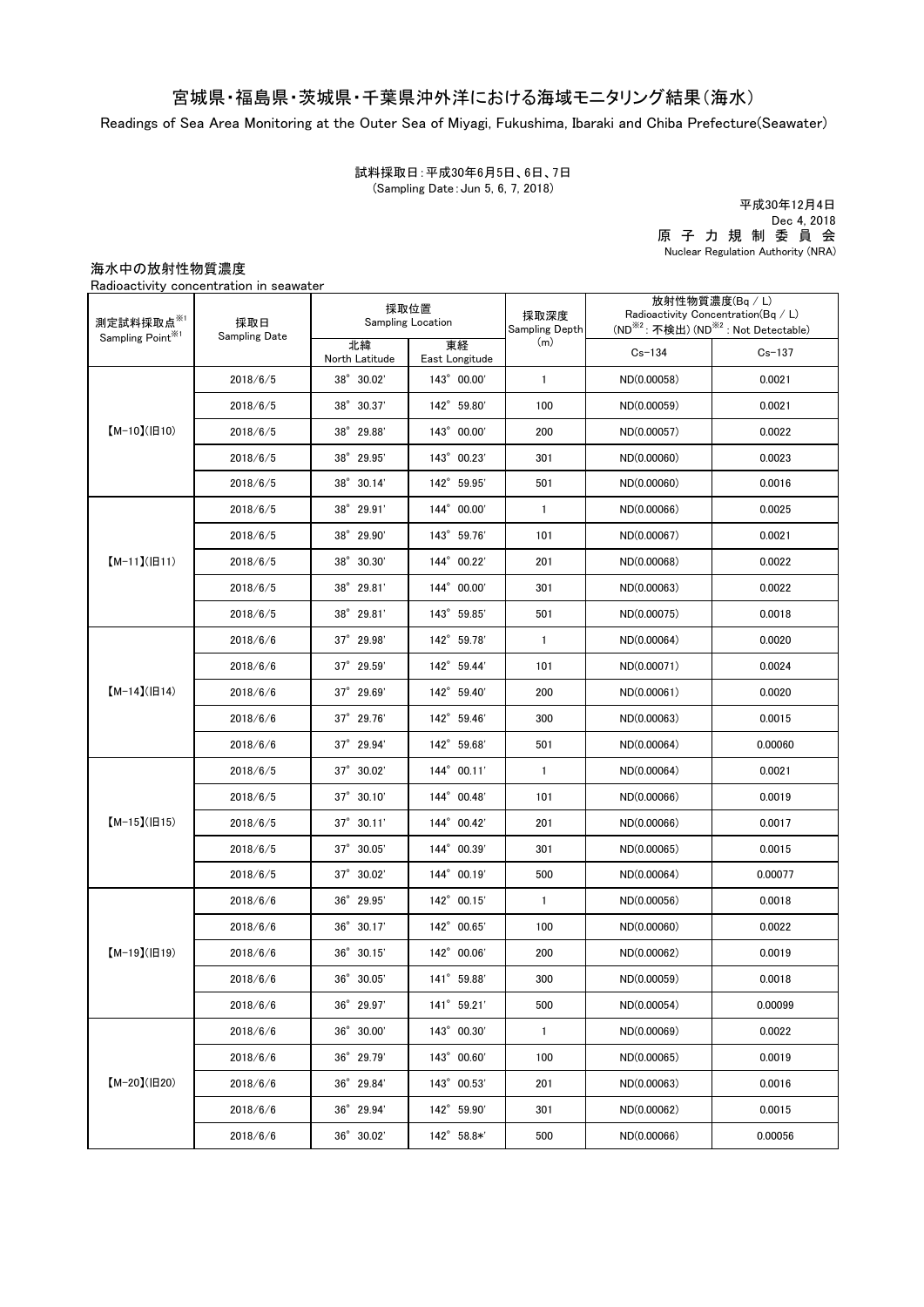# 宮城県・福島県・茨城県・千葉県沖外洋における海域モニタリング結果（海水）

Readings of Sea Area Monitoring at the Outer Sea of Miyagi, Fukushima, Ibaraki and Chiba Prefecture(Seawater)

試料採取日：平成30年6月5日、6日、7日
(Sampling Date：Jun 5, 6, 7, 2018)

平成30年12月4日
Dec 4, 2018
原子力規制委員会
Nuclear Regulation Authority (NRA)

## 海水中の放射性物質濃度

Radioactivity concentration in seawater

| 測定試料採取点※1 Sampling Point※1 | 採取日 Sampling Date | 採取位置 Sampling Location | | 採取深度 Sampling Depth (m) | 放射性物質濃度(Bq / L) Radioactivity Concentration(Bq / L) (ND※2：不検出) (ND※2：Not Detectable) | |
|---|---|---|---|---|---|---|
| | | 北緯 North Latitude | 東経 East Longitude | | Cs-134 | Cs-137 |
| 【M-10】(旧10) | 2018/6/5 | 38° 30.02' | 143° 00.00' | 1 | ND(0.00058) | 0.0021 |
| | 2018/6/5 | 38° 30.37' | 142° 59.80' | 100 | ND(0.00059) | 0.0021 |
| | 2018/6/5 | 38° 29.88' | 143° 00.00' | 200 | ND(0.00057) | 0.0022 |
| | 2018/6/5 | 38° 29.95' | 143° 00.23' | 301 | ND(0.00060) | 0.0023 |
| | 2018/6/5 | 38° 30.14' | 142° 59.95' | 501 | ND(0.00060) | 0.0016 |
| 【M-11】(旧11) | 2018/6/5 | 38° 29.91' | 144° 00.00' | 1 | ND(0.00066) | 0.0025 |
| | 2018/6/5 | 38° 29.90' | 143° 59.76' | 101 | ND(0.00067) | 0.0021 |
| | 2018/6/5 | 38° 30.30' | 144° 00.22' | 201 | ND(0.00068) | 0.0022 |
| | 2018/6/5 | 38° 29.81' | 144° 00.00' | 301 | ND(0.00063) | 0.0022 |
| | 2018/6/5 | 38° 29.81' | 143° 59.85' | 501 | ND(0.00075) | 0.0018 |
| 【M-14】(旧14) | 2018/6/6 | 37° 29.98' | 142° 59.78' | 1 | ND(0.00064) | 0.0020 |
| | 2018/6/6 | 37° 29.59' | 142° 59.44' | 101 | ND(0.00071) | 0.0024 |
| | 2018/6/6 | 37° 29.69' | 142° 59.40' | 200 | ND(0.00061) | 0.0020 |
| | 2018/6/6 | 37° 29.76' | 142° 59.46' | 300 | ND(0.00063) | 0.0015 |
| | 2018/6/6 | 37° 29.94' | 142° 59.68' | 501 | ND(0.00064) | 0.00060 |
| 【M-15】(旧15) | 2018/6/5 | 37° 30.02' | 144° 00.11' | 1 | ND(0.00064) | 0.0021 |
| | 2018/6/5 | 37° 30.10' | 144° 00.48' | 101 | ND(0.00066) | 0.0019 |
| | 2018/6/5 | 37° 30.11' | 144° 00.42' | 201 | ND(0.00066) | 0.0017 |
| | 2018/6/5 | 37° 30.05' | 144° 00.39' | 301 | ND(0.00065) | 0.0015 |
| | 2018/6/5 | 37° 30.02' | 144° 00.19' | 500 | ND(0.00064) | 0.00077 |
| 【M-19】(旧19) | 2018/6/6 | 36° 29.95' | 142° 00.15' | 1 | ND(0.00056) | 0.0018 |
| | 2018/6/6 | 36° 30.17' | 142° 00.65' | 100 | ND(0.00060) | 0.0022 |
| | 2018/6/6 | 36° 30.15' | 142° 00.06' | 200 | ND(0.00062) | 0.0019 |
| | 2018/6/6 | 36° 30.05' | 141° 59.88' | 300 | ND(0.00059) | 0.0018 |
| | 2018/6/6 | 36° 29.97' | 141° 59.21' | 500 | ND(0.00054) | 0.00099 |
| 【M-20】(旧20) | 2018/6/6 | 36° 30.00' | 143° 00.30' | 1 | ND(0.00069) | 0.0022 |
| | 2018/6/6 | 36° 29.79' | 143° 00.60' | 100 | ND(0.00065) | 0.0019 |
| | 2018/6/6 | 36° 29.84' | 143° 00.53' | 201 | ND(0.00063) | 0.0016 |
| | 2018/6/6 | 36° 29.94' | 142° 59.90' | 301 | ND(0.00062) | 0.0015 |
| | 2018/6/6 | 36° 30.02' | 142° 58.8*' | 500 | ND(0.00066) | 0.00056 |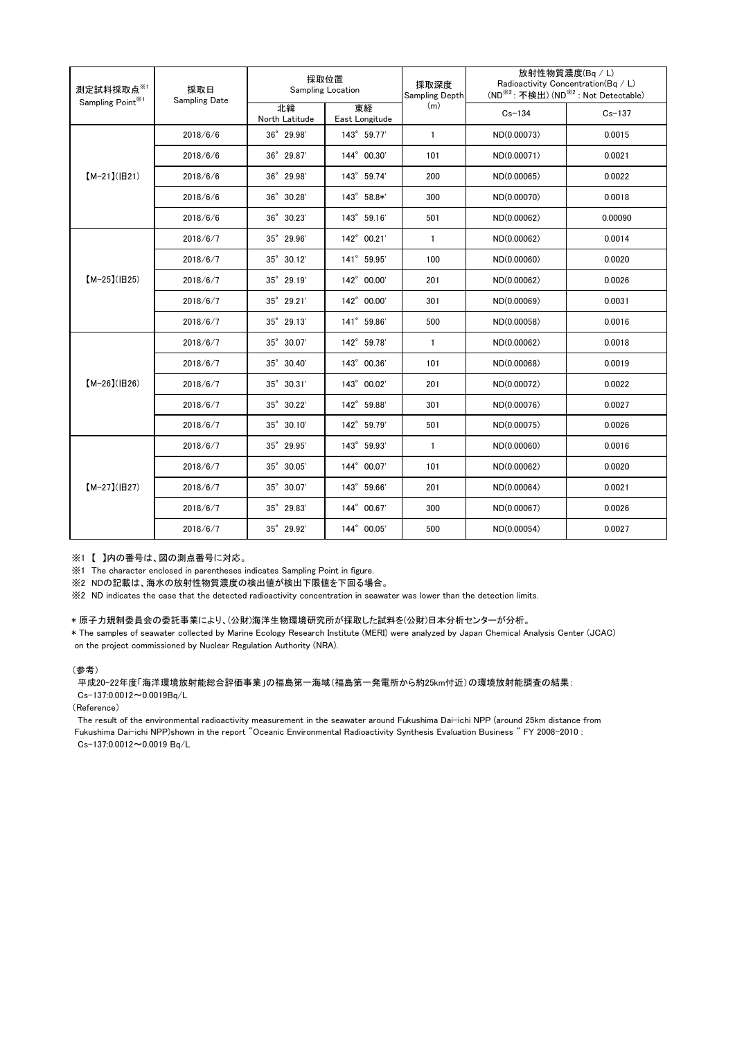| 測定試料採取点[※1] Sampling Point[※1] | 採取日 Sampling Date | 採取位置 Sampling Location | | 採取深度 Sampling Depth (m) | 放射性物質濃度(Bq / L) Radioactivity Concentration(Bq / L) (ND[※2] : 不検出) (ND[※2] : Not Detectable) | |
|---|---|---|---|---|---|---|
| | | 北緯 North Latitude | 東経 East Longitude | | Cs-134 | Cs-137 |
| 【M-21】(旧21) | 2018/6/6 | 36° 29.98' | 143° 59.77' | 1 | ND(0.00073) | 0.0015 |
| | 2018/6/6 | 36° 29.87' | 144° 00.30' | 101 | ND(0.00071) | 0.0021 |
| | 2018/6/6 | 36° 29.98' | 143° 59.74' | 200 | ND(0.00065) | 0.0022 |
| | 2018/6/6 | 36° 30.28' | 143° 58.8*' | 300 | ND(0.00070) | 0.0018 |
| | 2018/6/6 | 36° 30.23' | 143° 59.16' | 501 | ND(0.00062) | 0.00090 |
| 【M-25】(旧25) | 2018/6/7 | 35° 29.96' | 142° 00.21' | 1 | ND(0.00062) | 0.0014 |
| | 2018/6/7 | 35° 30.12' | 141° 59.95' | 100 | ND(0.00060) | 0.0020 |
| | 2018/6/7 | 35° 29.19' | 142° 00.00' | 201 | ND(0.00062) | 0.0026 |
| | 2018/6/7 | 35° 29.21' | 142° 00.00' | 301 | ND(0.00069) | 0.0031 |
| | 2018/6/7 | 35° 29.13' | 141° 59.86' | 500 | ND(0.00058) | 0.0016 |
| 【M-26】(旧26) | 2018/6/7 | 35° 30.07' | 142° 59.78' | 1 | ND(0.00062) | 0.0018 |
| | 2018/6/7 | 35° 30.40' | 143° 00.36' | 101 | ND(0.00068) | 0.0019 |
| | 2018/6/7 | 35° 30.31' | 143° 00.02' | 201 | ND(0.00072) | 0.0022 |
| | 2018/6/7 | 35° 30.22' | 142° 59.88' | 301 | ND(0.00076) | 0.0027 |
| | 2018/6/7 | 35° 30.10' | 142° 59.79' | 501 | ND(0.00075) | 0.0026 |
| 【M-27】(旧27) | 2018/6/7 | 35° 29.95' | 143° 59.93' | 1 | ND(0.00060) | 0.0016 |
| | 2018/6/7 | 35° 30.05' | 144° 00.07' | 101 | ND(0.00062) | 0.0020 |
| | 2018/6/7 | 35° 30.07' | 143° 59.66' | 201 | ND(0.00064) | 0.0021 |
| | 2018/6/7 | 35° 29.83' | 144° 00.67' | 300 | ND(0.00067) | 0.0026 |
| | 2018/6/7 | 35° 29.92' | 144° 00.05' | 500 | ND(0.00054) | 0.0027 |

※1 【 】内の番号は、図の測点番号に対応。

※1 The character enclosed in parentheses indicates Sampling Point in figure.

※2 NDの記載は、海水の放射性物質濃度の検出値が検出下限値を下回る場合。

※2 ND indicates the case that the detected radioactivity concentration in seawater was lower than the detection limits.

＊原子力規制委員会の委託事業により、(公財)海洋生物環境研究所が採取した試料を(公財)日本分析センターが分析。

＊The samples of seawater collected by Marine Ecology Research Institute (MERI) were analyzed by Japan Chemical Analysis Center (JCAC) on the project commissioned by Nuclear Regulation Authority (NRA).

(参考)

平成20-22年度「海洋環境放射能総合評価事業」の福島第一海域(福島第一発電所から約25km付近)の環境放射能調査の結果:
Cs-137:0.0012～0.0019Bq/L

(Reference)

The result of the environmental radioactivity measurement in the seawater around Fukushima Dai-ichi NPP (around 25km distance from Fukushima Dai-ichi NPP)shown in the report "Oceanic Environmental Radioactivity Synthesis Evaluation Business " FY 2008-2010 :
Cs-137:0.0012～0.0019 Bq/L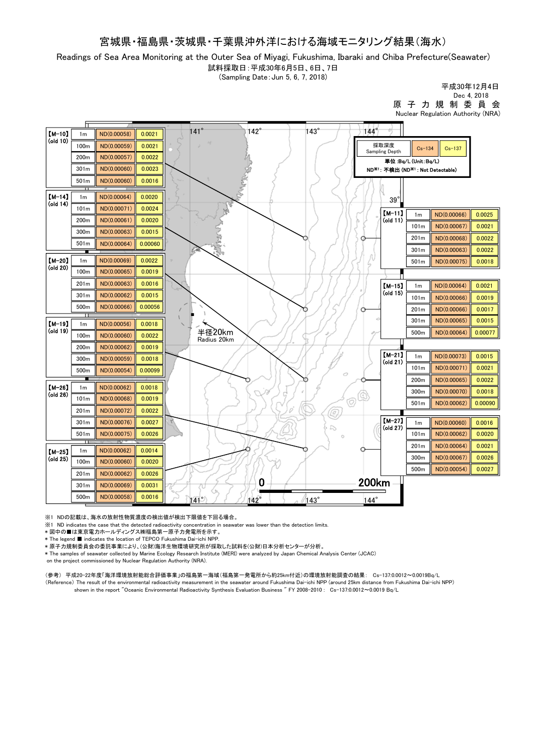# 宮城県・福島県・茨城県・千葉県沖外洋における海域モニタリング結果（海水）

Readings of Sea Area Monitoring at the Outer Sea of Miyagi, Fukushima, Ibaraki and Chiba Prefecture(Seawater)

試料採取日：平成30年6月5日、6日、7日

(Sampling Date：Jun 5, 6, 7, 2018)

平成30年12月4日

Dec 4, 2018

原子力規制委員会

Nuclear Regulation Authority (NRA)

| 採取深度 Sampling Depth | Cs-134 | Cs-137 |
|---|---|---|

単位：Bq/L (Unit：Bq/L)

ND※1：不検出 (ND※1：Not Detectable)

**【M-10】(old 10)**

| 採取深度 | Cs-134 | Cs-137 |
|---|---|---|
| 1m | ND(0.00058) | 0.0021 |
| 100m | ND(0.00059) | 0.0021 |
| 200m | ND(0.00057) | 0.0022 |
| 301m | ND(0.00060) | 0.0023 |
| 501m | ND(0.00060) | 0.0016 |

**【M-14】(old 14)**

| 採取深度 | Cs-134 | Cs-137 |
|---|---|---|
| 1m | ND(0.00064) | 0.0020 |
| 101m | ND(0.00071) | 0.0024 |
| 200m | ND(0.00061) | 0.0020 |
| 300m | ND(0.00063) | 0.0015 |
| 501m | ND(0.00064) | 0.00060 |

**【M-20】(old 20)**

| 採取深度 | Cs-134 | Cs-137 |
|---|---|---|
| 1m | ND(0.00069) | 0.0022 |
| 100m | ND(0.00065) | 0.0019 |
| 201m | ND(0.00063) | 0.0016 |
| 301m | ND(0.00062) | 0.0015 |
| 500m | ND(0.00066) | 0.00056 |

**【M-19】(old 19)**

| 採取深度 | Cs-134 | Cs-137 |
|---|---|---|
| 1m | ND(0.00056) | 0.0018 |
| 100m | ND(0.00060) | 0.0022 |
| 200m | ND(0.00062) | 0.0019 |
| 300m | ND(0.00059) | 0.0018 |
| 500m | ND(0.00054) | 0.00099 |

**【M-26】(old 26)**

| 採取深度 | Cs-134 | Cs-137 |
|---|---|---|
| 1m | ND(0.00062) | 0.0018 |
| 101m | ND(0.00068) | 0.0019 |
| 201m | ND(0.00072) | 0.0022 |
| 301m | ND(0.00076) | 0.0027 |
| 501m | ND(0.00075) | 0.0026 |

**【M-25】(old 25)**

| 採取深度 | Cs-134 | Cs-137 |
|---|---|---|
| 1m | ND(0.00062) | 0.0014 |
| 100m | ND(0.00060) | 0.0020 |
| 201m | ND(0.00062) | 0.0026 |
| 301m | ND(0.00069) | 0.0031 |
| 500m | ND(0.00058) | 0.0016 |

**【M-11】(old 11)**

| 採取深度 | Cs-134 | Cs-137 |
|---|---|---|
| 1m | ND(0.00066) | 0.0025 |
| 101m | ND(0.00067) | 0.0021 |
| 201m | ND(0.00068) | 0.0022 |
| 301m | ND(0.00063) | 0.0022 |
| 501m | ND(0.00075) | 0.0018 |

**【M-15】(old 15)**

| 採取深度 | Cs-134 | Cs-137 |
|---|---|---|
| 1m | ND(0.00064) | 0.0021 |
| 101m | ND(0.00066) | 0.0019 |
| 201m | ND(0.00066) | 0.0017 |
| 301m | ND(0.00065) | 0.0015 |
| 500m | ND(0.00064) | 0.00077 |

**【M-21】(old 21)**

| 採取深度 | Cs-134 | Cs-137 |
|---|---|---|
| 1m | ND(0.00073) | 0.0015 |
| 101m | ND(0.00071) | 0.0021 |
| 200m | ND(0.00065) | 0.0022 |
| 300m | ND(0.00070) | 0.0018 |
| 501m | ND(0.00062) | 0.00090 |

**【M-27】(old 27)**

| 採取深度 | Cs-134 | Cs-137 |
|---|---|---|
| 1m | ND(0.00060) | 0.0016 |
| 101m | ND(0.00062) | 0.0020 |
| 201m | ND(0.00064) | 0.0021 |
| 300m | ND(0.00067) | 0.0026 |
| 500m | ND(0.00054) | 0.0027 |

141°
142°
143°
144°
39°
半径20km
Radius 20km
0
200km

※1 NDの記載は、海水の放射性物質濃度の検出値が検出下限値を下回る場合。

※1 ND indicates the case that the detected radioactivity concentration in seawater was lower than the detection limits.

＊図中の■は東京電力ホールディングス株福島第一原子力発電所を示す。

＊The legend ■ indicates the location of TEPCO Fukushima Dai-ichi NPP.

＊原子力規制委員会の委託事業により、(公財)海洋生物環境研究所が採取した試料を(公財)日本分析センターが分析。

＊The samples of seawater collected by Marine Ecology Research Institute (MERI) were analyzed by Japan Chemical Analysis Center (JCAC) on the project commissioned by Nuclear Regulation Authority (NRA).

(参考) 平成20-22年度「海洋環境放射能総合評価事業」の福島第一海域（福島第一発電所から約25km付近）の環境放射能調査の結果： Cs-137:0.0012～0.0019Bq/L

(Reference) The result of the environmental radioactivity measurement in the seawater around Fukushima Dai-ichi NPP (around 25km distance from Fukushima Dai-ichi NPP) shown in the report "Oceanic Environmental Radioactivity Synthesis Evaluation Business" FY 2008-2010： Cs-137:0.0012～0.0019 Bq/L